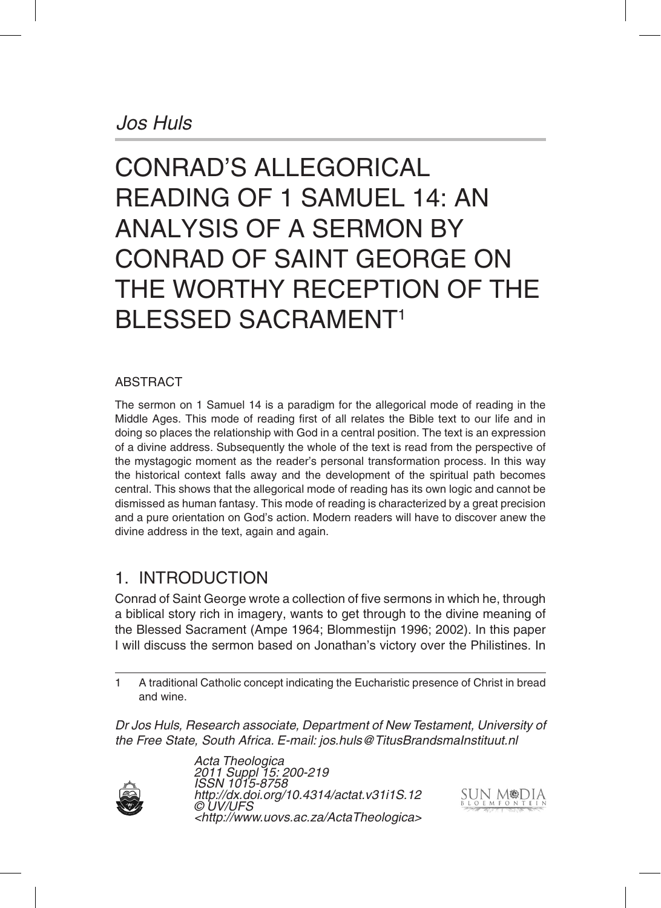*Jos Huls*

# CONRAD'S ALLEGORICAL READING OF 1 SAMUEL 14: AN ANALYSIS OF A SERMON BY CONRAD OF SAINT GEORGE ON THE WORTHY RECEPTION OF THE BLESSED SACRAMENT[1]

## ABSTRACT

The sermon on 1 Samuel 14 is a paradigm for the allegorical mode of reading in the Middle Ages. This mode of reading first of all relates the Bible text to our life and in doing so places the relationship with God in a central position. The text is an expression of a divine address. Subsequently the whole of the text is read from the perspective of the mystagogic moment as the reader's personal transformation process. In this way the historical context falls away and the development of the spiritual path becomes central. This shows that the allegorical mode of reading has its own logic and cannot be dismissed as human fantasy. This mode of reading is characterized by a great precision and a pure orientation on God's action. Modern readers will have to discover anew the divine address in the text, again and again.

## 1. INTRODUCTION

Conrad of Saint George wrote a collection of five sermons in which he, through a biblical story rich in imagery, wants to get through to the divine meaning of the Blessed Sacrament (Ampe 1964; Blommestijn 1996; 2002). In this paper I will discuss the sermon based on Jonathan's victory over the Philistines. In

1 A traditional Catholic concept indicating the Eucharistic presence of Christ in bread and wine.

*Dr Jos Huls, Research associate, Department of New Testament, University of the Free State, South Africa. E-mail: jos.huls@TitusBrandsmaInstituut.nl*

*Acta Theologica*
*2011 Suppl 15: 200-219*
*ISSN 1015-8758*
*http://dx.doi.org/10.4314/actat.v31i1S.12*
*© UV/UFS*
*<http://www.uovs.ac.za/ActaTheologica>*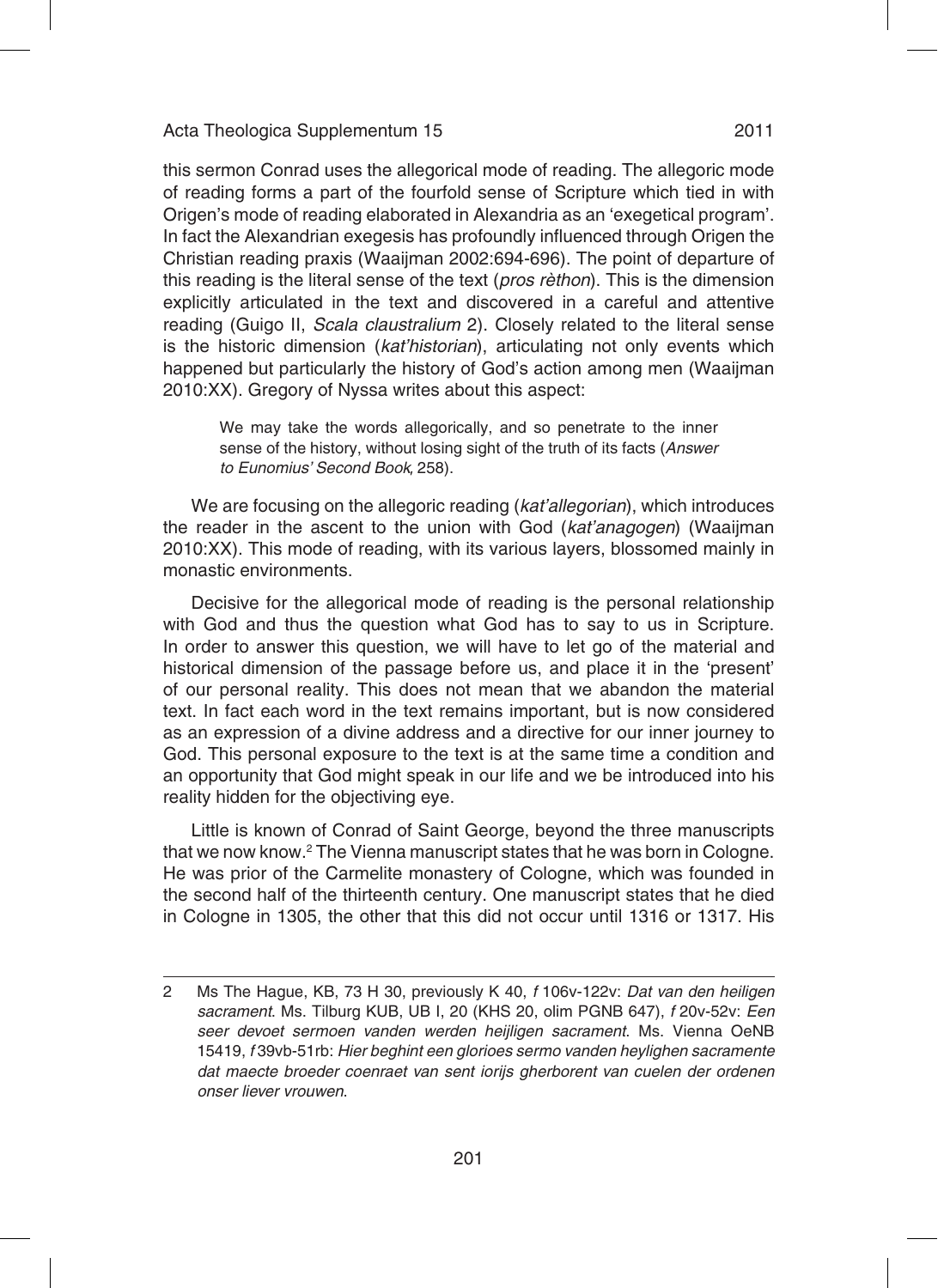this sermon Conrad uses the allegorical mode of reading. The allegoric mode of reading forms a part of the fourfold sense of Scripture which tied in with Origen's mode of reading elaborated in Alexandria as an 'exegetical program'. In fact the Alexandrian exegesis has profoundly influenced through Origen the Christian reading praxis (Waaijman 2002:694-696). The point of departure of this reading is the literal sense of the text (*pros rèthon*). This is the dimension explicitly articulated in the text and discovered in a careful and attentive reading (Guigo II, *Scala claustralium* 2). Closely related to the literal sense is the historic dimension (*kat'historian*), articulating not only events which happened but particularly the history of God's action among men (Waaijman 2010:XX). Gregory of Nyssa writes about this aspect:

> We may take the words allegorically, and so penetrate to the inner sense of the history, without losing sight of the truth of its facts (*Answer to Eunomius' Second Book*, 258).

We are focusing on the allegoric reading (*kat'allegorian*), which introduces the reader in the ascent to the union with God (*kat'anagogen*) (Waaijman 2010:XX). This mode of reading, with its various layers, blossomed mainly in monastic environments.

Decisive for the allegorical mode of reading is the personal relationship with God and thus the question what God has to say to us in Scripture. In order to answer this question, we will have to let go of the material and historical dimension of the passage before us, and place it in the 'present' of our personal reality. This does not mean that we abandon the material text. In fact each word in the text remains important, but is now considered as an expression of a divine address and a directive for our inner journey to God. This personal exposure to the text is at the same time a condition and an opportunity that God might speak in our life and we be introduced into his reality hidden for the objectiving eye.

Little is known of Conrad of Saint George, beyond the three manuscripts that we now know.[2] The Vienna manuscript states that he was born in Cologne. He was prior of the Carmelite monastery of Cologne, which was founded in the second half of the thirteenth century. One manuscript states that he died in Cologne in 1305, the other that this did not occur until 1316 or 1317. His

---

2 Ms The Hague, KB, 73 H 30, previously K 40, *f* 106v-122v: *Dat van den heiligen sacrament*. Ms. Tilburg KUB, UB I, 20 (KHS 20, olim PGNB 647), *f* 20v-52v: *Een seer devoet sermoen vanden werden heijligen sacrament*. Ms. Vienna OeNB 15419, *f* 39vb-51rb: *Hier beghint een glorioes sermo vanden heylighen sacramente dat maecte broeder coenraet van sent iorijs gherborent van cuelen der ordenen onser liever vrouwen*.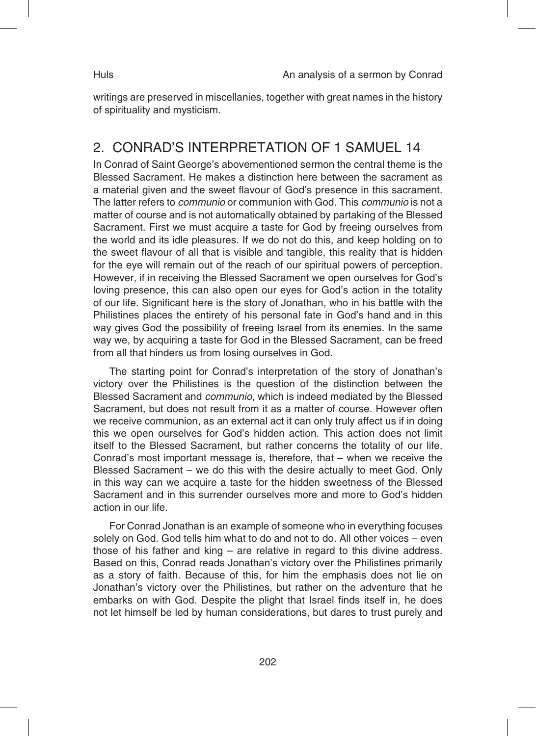writings are preserved in miscellanies, together with great names in the history of spirituality and mysticism.

## 2. CONRAD'S INTERPRETATION OF 1 SAMUEL 14

In Conrad of Saint George's abovementioned sermon the central theme is the Blessed Sacrament. He makes a distinction here between the sacrament as a material given and the sweet flavour of God's presence in this sacrament. The latter refers to *communio* or communion with God. This *communio* is not a matter of course and is not automatically obtained by partaking of the Blessed Sacrament. First we must acquire a taste for God by freeing ourselves from the world and its idle pleasures. If we do not do this, and keep holding on to the sweet flavour of all that is visible and tangible, this reality that is hidden for the eye will remain out of the reach of our spiritual powers of perception. However, if in receiving the Blessed Sacrament we open ourselves for God's loving presence, this can also open our eyes for God's action in the totality of our life. Significant here is the story of Jonathan, who in his battle with the Philistines places the entirety of his personal fate in God's hand and in this way gives God the possibility of freeing Israel from its enemies. In the same way we, by acquiring a taste for God in the Blessed Sacrament, can be freed from all that hinders us from losing ourselves in God.

The starting point for Conrad's interpretation of the story of Jonathan's victory over the Philistines is the question of the distinction between the Blessed Sacrament and *communio*, which is indeed mediated by the Blessed Sacrament, but does not result from it as a matter of course. However often we receive communion, as an external act it can only truly affect us if in doing this we open ourselves for God's hidden action. This action does not limit itself to the Blessed Sacrament, but rather concerns the totality of our life. Conrad's most important message is, therefore, that – when we receive the Blessed Sacrament – we do this with the desire actually to meet God. Only in this way can we acquire a taste for the hidden sweetness of the Blessed Sacrament and in this surrender ourselves more and more to God's hidden action in our life.

For Conrad Jonathan is an example of someone who in everything focuses solely on God. God tells him what to do and not to do. All other voices – even those of his father and king – are relative in regard to this divine address. Based on this, Conrad reads Jonathan's victory over the Philistines primarily as a story of faith. Because of this, for him the emphasis does not lie on Jonathan's victory over the Philistines, but rather on the adventure that he embarks on with God. Despite the plight that Israel finds itself in, he does not let himself be led by human considerations, but dares to trust purely and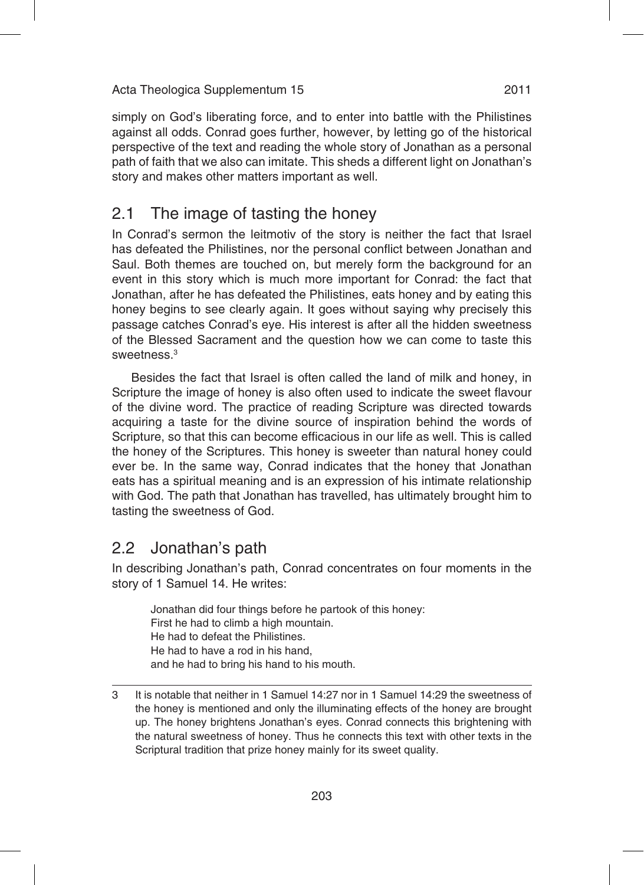simply on God's liberating force, and to enter into battle with the Philistines against all odds. Conrad goes further, however, by letting go of the historical perspective of the text and reading the whole story of Jonathan as a personal path of faith that we also can imitate. This sheds a different light on Jonathan's story and makes other matters important as well.

## 2.1 The image of tasting the honey

In Conrad's sermon the leitmotiv of the story is neither the fact that Israel has defeated the Philistines, nor the personal conflict between Jonathan and Saul. Both themes are touched on, but merely form the background for an event in this story which is much more important for Conrad: the fact that Jonathan, after he has defeated the Philistines, eats honey and by eating this honey begins to see clearly again. It goes without saying why precisely this passage catches Conrad's eye. His interest is after all the hidden sweetness of the Blessed Sacrament and the question how we can come to taste this sweetness.[3]

Besides the fact that Israel is often called the land of milk and honey, in Scripture the image of honey is also often used to indicate the sweet flavour of the divine word. The practice of reading Scripture was directed towards acquiring a taste for the divine source of inspiration behind the words of Scripture, so that this can become efficacious in our life as well. This is called the honey of the Scriptures. This honey is sweeter than natural honey could ever be. In the same way, Conrad indicates that the honey that Jonathan eats has a spiritual meaning and is an expression of his intimate relationship with God. The path that Jonathan has travelled, has ultimately brought him to tasting the sweetness of God.

## 2.2 Jonathan's path

In describing Jonathan's path, Conrad concentrates on four moments in the story of 1 Samuel 14. He writes:

> Jonathan did four things before he partook of this honey:
> First he had to climb a high mountain.
> He had to defeat the Philistines.
> He had to have a rod in his hand,
> and he had to bring his hand to his mouth.

---

3 It is notable that neither in 1 Samuel 14:27 nor in 1 Samuel 14:29 the sweetness of the honey is mentioned and only the illuminating effects of the honey are brought up. The honey brightens Jonathan's eyes. Conrad connects this brightening with the natural sweetness of honey. Thus he connects this text with other texts in the Scriptural tradition that prize honey mainly for its sweet quality.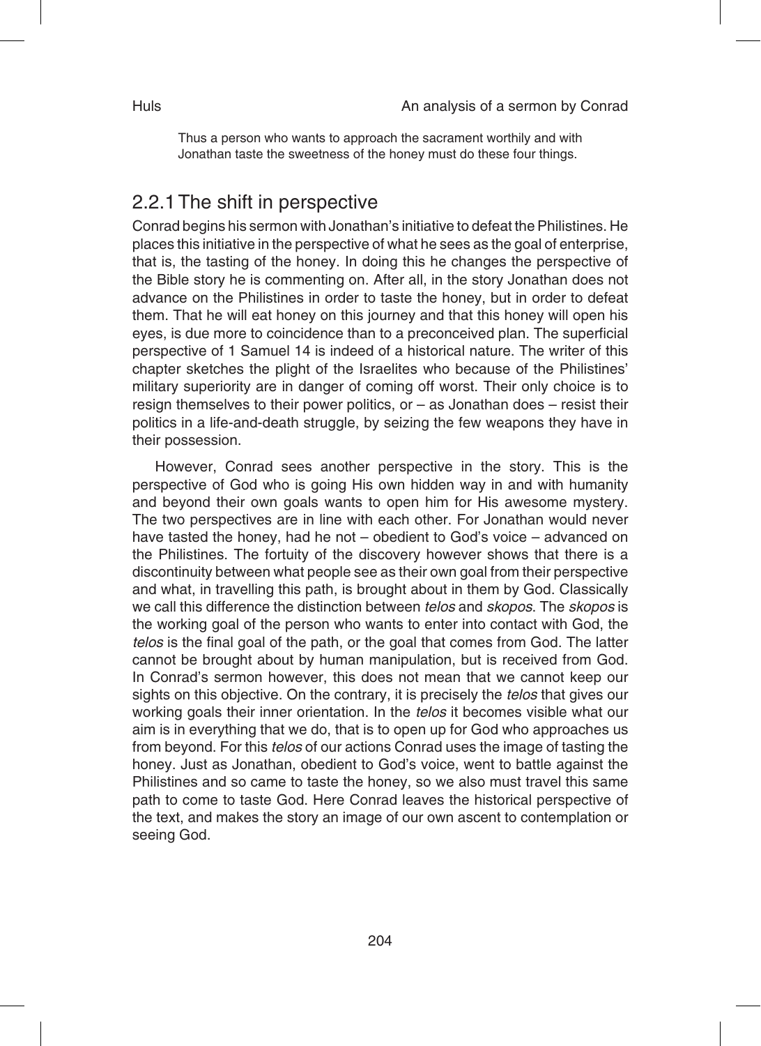> Thus a person who wants to approach the sacrament worthily and with Jonathan taste the sweetness of the honey must do these four things.

## 2.2.1 The shift in perspective

Conrad begins his sermon with Jonathan's initiative to defeat the Philistines. He places this initiative in the perspective of what he sees as the goal of enterprise, that is, the tasting of the honey. In doing this he changes the perspective of the Bible story he is commenting on. After all, in the story Jonathan does not advance on the Philistines in order to taste the honey, but in order to defeat them. That he will eat honey on this journey and that this honey will open his eyes, is due more to coincidence than to a preconceived plan. The superficial perspective of 1 Samuel 14 is indeed of a historical nature. The writer of this chapter sketches the plight of the Israelites who because of the Philistines' military superiority are in danger of coming off worst. Their only choice is to resign themselves to their power politics, or – as Jonathan does – resist their politics in a life-and-death struggle, by seizing the few weapons they have in their possession.

However, Conrad sees another perspective in the story. This is the perspective of God who is going His own hidden way in and with humanity and beyond their own goals wants to open him for His awesome mystery. The two perspectives are in line with each other. For Jonathan would never have tasted the honey, had he not – obedient to God's voice – advanced on the Philistines. The fortuity of the discovery however shows that there is a discontinuity between what people see as their own goal from their perspective and what, in travelling this path, is brought about in them by God. Classically we call this difference the distinction between *telos* and *skopos*. The *skopos* is the working goal of the person who wants to enter into contact with God, the *telos* is the final goal of the path, or the goal that comes from God. The latter cannot be brought about by human manipulation, but is received from God. In Conrad's sermon however, this does not mean that we cannot keep our sights on this objective. On the contrary, it is precisely the *telos* that gives our working goals their inner orientation. In the *telos* it becomes visible what our aim is in everything that we do, that is to open up for God who approaches us from beyond. For this *telos* of our actions Conrad uses the image of tasting the honey. Just as Jonathan, obedient to God's voice, went to battle against the Philistines and so came to taste the honey, so we also must travel this same path to come to taste God. Here Conrad leaves the historical perspective of the text, and makes the story an image of our own ascent to contemplation or seeing God.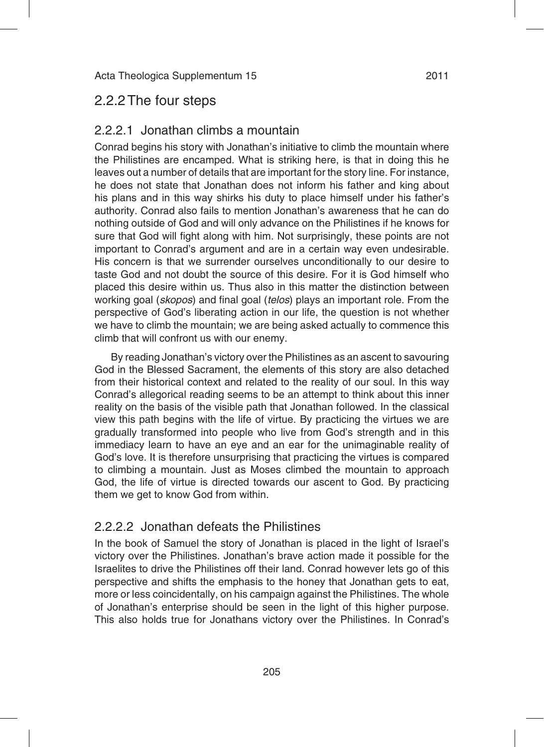## 2.2.2 The four steps

### 2.2.2.1 Jonathan climbs a mountain

Conrad begins his story with Jonathan's initiative to climb the mountain where the Philistines are encamped. What is striking here, is that in doing this he leaves out a number of details that are important for the story line. For instance, he does not state that Jonathan does not inform his father and king about his plans and in this way shirks his duty to place himself under his father's authority. Conrad also fails to mention Jonathan's awareness that he can do nothing outside of God and will only advance on the Philistines if he knows for sure that God will fight along with him. Not surprisingly, these points are not important to Conrad's argument and are in a certain way even undesirable. His concern is that we surrender ourselves unconditionally to our desire to taste God and not doubt the source of this desire. For it is God himself who placed this desire within us. Thus also in this matter the distinction between working goal (*skopos*) and final goal (*telos*) plays an important role. From the perspective of God's liberating action in our life, the question is not whether we have to climb the mountain; we are being asked actually to commence this climb that will confront us with our enemy.

By reading Jonathan's victory over the Philistines as an ascent to savouring God in the Blessed Sacrament, the elements of this story are also detached from their historical context and related to the reality of our soul. In this way Conrad's allegorical reading seems to be an attempt to think about this inner reality on the basis of the visible path that Jonathan followed. In the classical view this path begins with the life of virtue. By practicing the virtues we are gradually transformed into people who live from God's strength and in this immediacy learn to have an eye and an ear for the unimaginable reality of God's love. It is therefore unsurprising that practicing the virtues is compared to climbing a mountain. Just as Moses climbed the mountain to approach God, the life of virtue is directed towards our ascent to God. By practicing them we get to know God from within.

### 2.2.2.2 Jonathan defeats the Philistines

In the book of Samuel the story of Jonathan is placed in the light of Israel's victory over the Philistines. Jonathan's brave action made it possible for the Israelites to drive the Philistines off their land. Conrad however lets go of this perspective and shifts the emphasis to the honey that Jonathan gets to eat, more or less coincidentally, on his campaign against the Philistines. The whole of Jonathan's enterprise should be seen in the light of this higher purpose. This also holds true for Jonathans victory over the Philistines. In Conrad's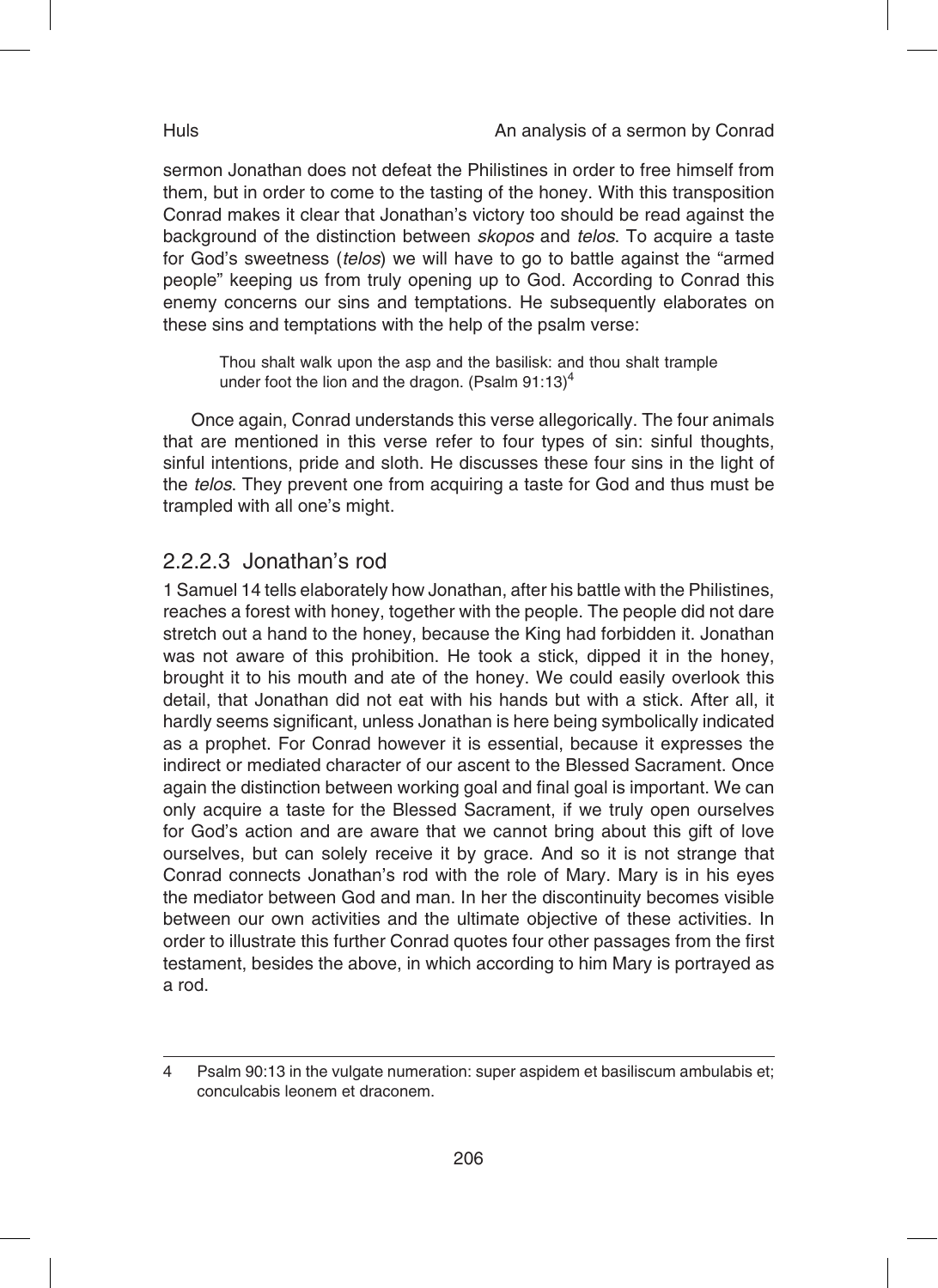sermon Jonathan does not defeat the Philistines in order to free himself from them, but in order to come to the tasting of the honey. With this transposition Conrad makes it clear that Jonathan's victory too should be read against the background of the distinction between *skopos* and *telos*. To acquire a taste for God's sweetness (*telos*) we will have to go to battle against the "armed people" keeping us from truly opening up to God. According to Conrad this enemy concerns our sins and temptations. He subsequently elaborates on these sins and temptations with the help of the psalm verse:

> Thou shalt walk upon the asp and the basilisk: and thou shalt trample under foot the lion and the dragon. (Psalm 91:13)[4]

Once again, Conrad understands this verse allegorically. The four animals that are mentioned in this verse refer to four types of sin: sinful thoughts, sinful intentions, pride and sloth. He discusses these four sins in the light of the *telos*. They prevent one from acquiring a taste for God and thus must be trampled with all one's might.

### 2.2.2.3 Jonathan's rod

1 Samuel 14 tells elaborately how Jonathan, after his battle with the Philistines, reaches a forest with honey, together with the people. The people did not dare stretch out a hand to the honey, because the King had forbidden it. Jonathan was not aware of this prohibition. He took a stick, dipped it in the honey, brought it to his mouth and ate of the honey. We could easily overlook this detail, that Jonathan did not eat with his hands but with a stick. After all, it hardly seems significant, unless Jonathan is here being symbolically indicated as a prophet. For Conrad however it is essential, because it expresses the indirect or mediated character of our ascent to the Blessed Sacrament. Once again the distinction between working goal and final goal is important. We can only acquire a taste for the Blessed Sacrament, if we truly open ourselves for God's action and are aware that we cannot bring about this gift of love ourselves, but can solely receive it by grace. And so it is not strange that Conrad connects Jonathan's rod with the role of Mary. Mary is in his eyes the mediator between God and man. In her the discontinuity becomes visible between our own activities and the ultimate objective of these activities. In order to illustrate this further Conrad quotes four other passages from the first testament, besides the above, in which according to him Mary is portrayed as a rod.

---

4 Psalm 90:13 in the vulgate numeration: super aspidem et basiliscum ambulabis et; conculcabis leonem et draconem.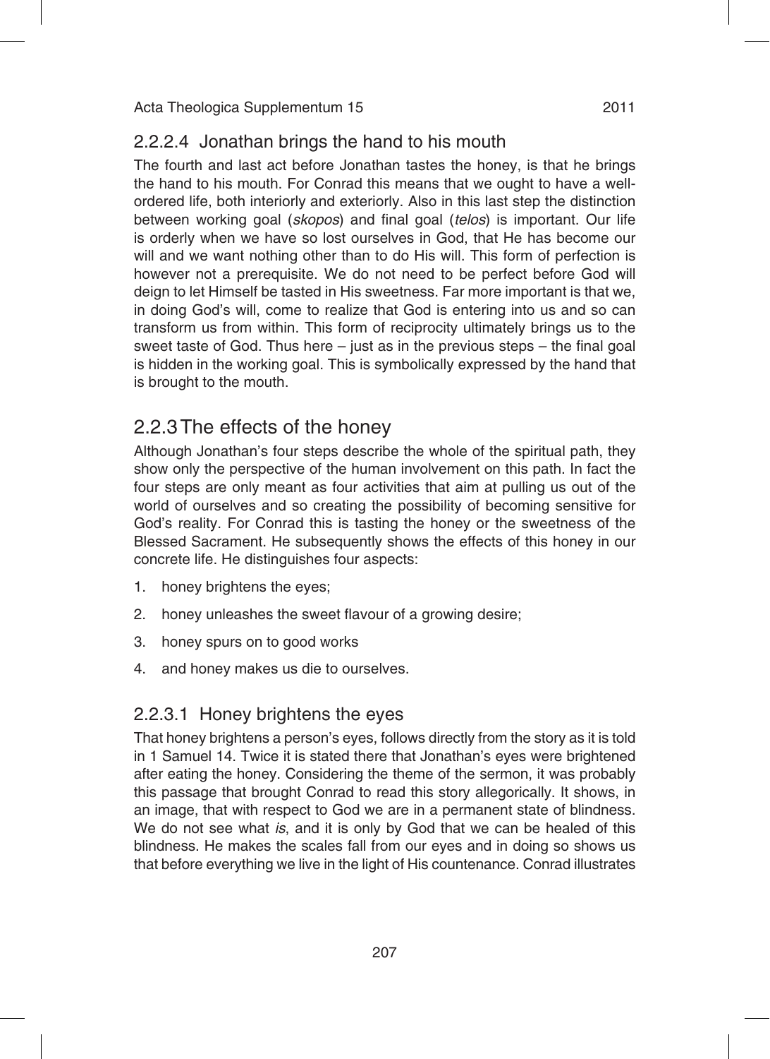#### 2.2.2.4 Jonathan brings the hand to his mouth

The fourth and last act before Jonathan tastes the honey, is that he brings the hand to his mouth. For Conrad this means that we ought to have a well-ordered life, both interiorly and exteriorly. Also in this last step the distinction between working goal (*skopos*) and final goal (*telos*) is important. Our life is orderly when we have so lost ourselves in God, that He has become our will and we want nothing other than to do His will. This form of perfection is however not a prerequisite. We do not need to be perfect before God will deign to let Himself be tasted in His sweetness. Far more important is that we, in doing God's will, come to realize that God is entering into us and so can transform us from within. This form of reciprocity ultimately brings us to the sweet taste of God. Thus here – just as in the previous steps – the final goal is hidden in the working goal. This is symbolically expressed by the hand that is brought to the mouth.

### 2.2.3 The effects of the honey

Although Jonathan's four steps describe the whole of the spiritual path, they show only the perspective of the human involvement on this path. In fact the four steps are only meant as four activities that aim at pulling us out of the world of ourselves and so creating the possibility of becoming sensitive for God's reality. For Conrad this is tasting the honey or the sweetness of the Blessed Sacrament. He subsequently shows the effects of this honey in our concrete life. He distinguishes four aspects:

1. honey brightens the eyes;
2. honey unleashes the sweet flavour of a growing desire;
3. honey spurs on to good works
4. and honey makes us die to ourselves.

#### 2.2.3.1 Honey brightens the eyes

That honey brightens a person's eyes, follows directly from the story as it is told in 1 Samuel 14. Twice it is stated there that Jonathan's eyes were brightened after eating the honey. Considering the theme of the sermon, it was probably this passage that brought Conrad to read this story allegorically. It shows, in an image, that with respect to God we are in a permanent state of blindness. We do not see what *is*, and it is only by God that we can be healed of this blindness. He makes the scales fall from our eyes and in doing so shows us that before everything we live in the light of His countenance. Conrad illustrates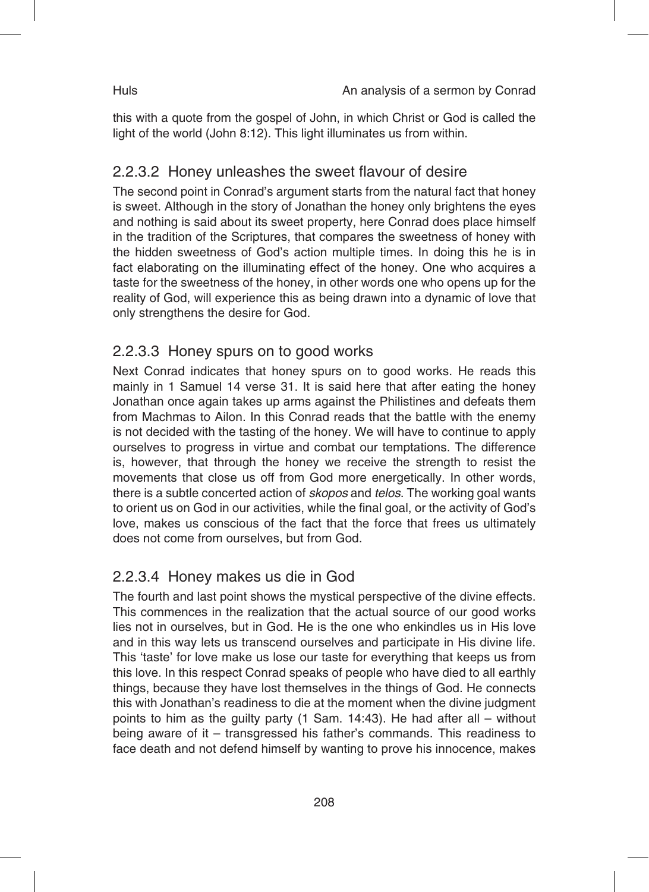this with a quote from the gospel of John, in which Christ or God is called the light of the world (John 8:12). This light illuminates us from within.

### 2.2.3.2 Honey unleashes the sweet flavour of desire

The second point in Conrad's argument starts from the natural fact that honey is sweet. Although in the story of Jonathan the honey only brightens the eyes and nothing is said about its sweet property, here Conrad does place himself in the tradition of the Scriptures, that compares the sweetness of honey with the hidden sweetness of God's action multiple times. In doing this he is in fact elaborating on the illuminating effect of the honey. One who acquires a taste for the sweetness of the honey, in other words one who opens up for the reality of God, will experience this as being drawn into a dynamic of love that only strengthens the desire for God.

### 2.2.3.3 Honey spurs on to good works

Next Conrad indicates that honey spurs on to good works. He reads this mainly in 1 Samuel 14 verse 31. It is said here that after eating the honey Jonathan once again takes up arms against the Philistines and defeats them from Machmas to Ailon. In this Conrad reads that the battle with the enemy is not decided with the tasting of the honey. We will have to continue to apply ourselves to progress in virtue and combat our temptations. The difference is, however, that through the honey we receive the strength to resist the movements that close us off from God more energetically. In other words, there is a subtle concerted action of *skopos* and *telos*. The working goal wants to orient us on God in our activities, while the final goal, or the activity of God's love, makes us conscious of the fact that the force that frees us ultimately does not come from ourselves, but from God.

### 2.2.3.4 Honey makes us die in God

The fourth and last point shows the mystical perspective of the divine effects. This commences in the realization that the actual source of our good works lies not in ourselves, but in God. He is the one who enkindles us in His love and in this way lets us transcend ourselves and participate in His divine life. This 'taste' for love make us lose our taste for everything that keeps us from this love. In this respect Conrad speaks of people who have died to all earthly things, because they have lost themselves in the things of God. He connects this with Jonathan's readiness to die at the moment when the divine judgment points to him as the guilty party (1 Sam. 14:43). He had after all – without being aware of it – transgressed his father's commands. This readiness to face death and not defend himself by wanting to prove his innocence, makes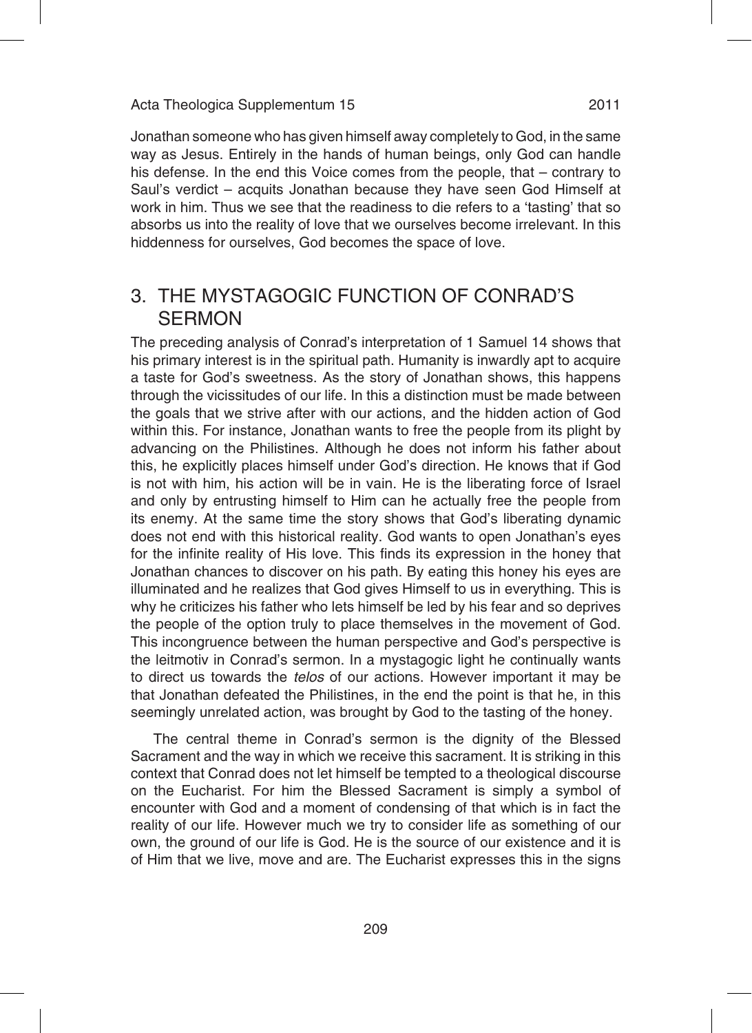Jonathan someone who has given himself away completely to God, in the same way as Jesus. Entirely in the hands of human beings, only God can handle his defense. In the end this Voice comes from the people, that – contrary to Saul's verdict – acquits Jonathan because they have seen God Himself at work in him. Thus we see that the readiness to die refers to a 'tasting' that so absorbs us into the reality of love that we ourselves become irrelevant. In this hiddenness for ourselves, God becomes the space of love.

## 3. THE MYSTAGOGIC FUNCTION OF CONRAD'S SERMON

The preceding analysis of Conrad's interpretation of 1 Samuel 14 shows that his primary interest is in the spiritual path. Humanity is inwardly apt to acquire a taste for God's sweetness. As the story of Jonathan shows, this happens through the vicissitudes of our life. In this a distinction must be made between the goals that we strive after with our actions, and the hidden action of God within this. For instance, Jonathan wants to free the people from its plight by advancing on the Philistines. Although he does not inform his father about this, he explicitly places himself under God's direction. He knows that if God is not with him, his action will be in vain. He is the liberating force of Israel and only by entrusting himself to Him can he actually free the people from its enemy. At the same time the story shows that God's liberating dynamic does not end with this historical reality. God wants to open Jonathan's eyes for the infinite reality of His love. This finds its expression in the honey that Jonathan chances to discover on his path. By eating this honey his eyes are illuminated and he realizes that God gives Himself to us in everything. This is why he criticizes his father who lets himself be led by his fear and so deprives the people of the option truly to place themselves in the movement of God. This incongruence between the human perspective and God's perspective is the leitmotiv in Conrad's sermon. In a mystagogic light he continually wants to direct us towards the *telos* of our actions. However important it may be that Jonathan defeated the Philistines, in the end the point is that he, in this seemingly unrelated action, was brought by God to the tasting of the honey.

The central theme in Conrad's sermon is the dignity of the Blessed Sacrament and the way in which we receive this sacrament. It is striking in this context that Conrad does not let himself be tempted to a theological discourse on the Eucharist. For him the Blessed Sacrament is simply a symbol of encounter with God and a moment of condensing of that which is in fact the reality of our life. However much we try to consider life as something of our own, the ground of our life is God. He is the source of our existence and it is of Him that we live, move and are. The Eucharist expresses this in the signs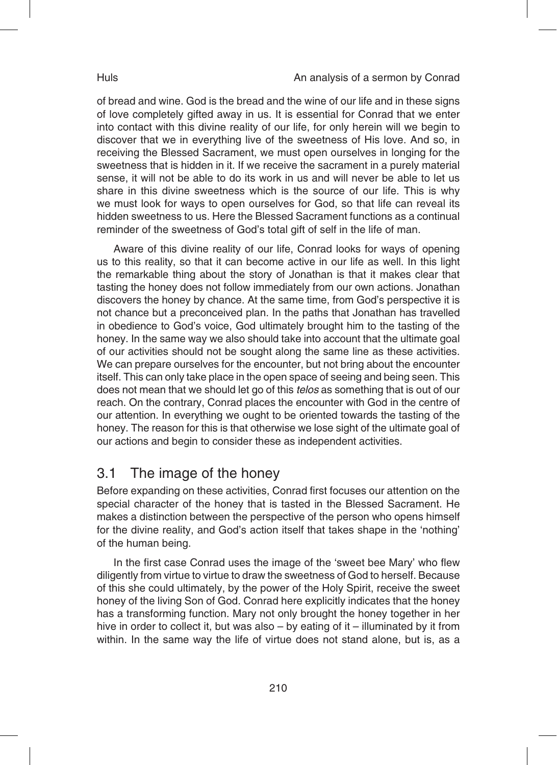of bread and wine. God is the bread and the wine of our life and in these signs of love completely gifted away in us. It is essential for Conrad that we enter into contact with this divine reality of our life, for only herein will we begin to discover that we in everything live of the sweetness of His love. And so, in receiving the Blessed Sacrament, we must open ourselves in longing for the sweetness that is hidden in it. If we receive the sacrament in a purely material sense, it will not be able to do its work in us and will never be able to let us share in this divine sweetness which is the source of our life. This is why we must look for ways to open ourselves for God, so that life can reveal its hidden sweetness to us. Here the Blessed Sacrament functions as a continual reminder of the sweetness of God's total gift of self in the life of man.

Aware of this divine reality of our life, Conrad looks for ways of opening us to this reality, so that it can become active in our life as well. In this light the remarkable thing about the story of Jonathan is that it makes clear that tasting the honey does not follow immediately from our own actions. Jonathan discovers the honey by chance. At the same time, from God's perspective it is not chance but a preconceived plan. In the paths that Jonathan has travelled in obedience to God's voice, God ultimately brought him to the tasting of the honey. In the same way we also should take into account that the ultimate goal of our activities should not be sought along the same line as these activities. We can prepare ourselves for the encounter, but not bring about the encounter itself. This can only take place in the open space of seeing and being seen. This does not mean that we should let go of this *telos* as something that is out of our reach. On the contrary, Conrad places the encounter with God in the centre of our attention. In everything we ought to be oriented towards the tasting of the honey. The reason for this is that otherwise we lose sight of the ultimate goal of our actions and begin to consider these as independent activities.

## 3.1 The image of the honey

Before expanding on these activities, Conrad first focuses our attention on the special character of the honey that is tasted in the Blessed Sacrament. He makes a distinction between the perspective of the person who opens himself for the divine reality, and God's action itself that takes shape in the 'nothing' of the human being.

In the first case Conrad uses the image of the 'sweet bee Mary' who flew diligently from virtue to virtue to draw the sweetness of God to herself. Because of this she could ultimately, by the power of the Holy Spirit, receive the sweet honey of the living Son of God. Conrad here explicitly indicates that the honey has a transforming function. Mary not only brought the honey together in her hive in order to collect it, but was also – by eating of it – illuminated by it from within. In the same way the life of virtue does not stand alone, but is, as a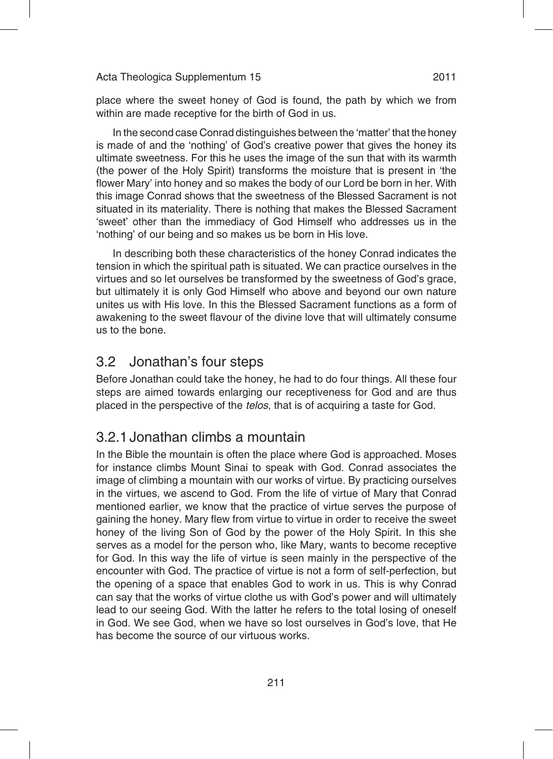place where the sweet honey of God is found, the path by which we from within are made receptive for the birth of God in us.

In the second case Conrad distinguishes between the 'matter' that the honey is made of and the 'nothing' of God's creative power that gives the honey its ultimate sweetness. For this he uses the image of the sun that with its warmth (the power of the Holy Spirit) transforms the moisture that is present in 'the flower Mary' into honey and so makes the body of our Lord be born in her. With this image Conrad shows that the sweetness of the Blessed Sacrament is not situated in its materiality. There is nothing that makes the Blessed Sacrament 'sweet' other than the immediacy of God Himself who addresses us in the 'nothing' of our being and so makes us be born in His love.

In describing both these characteristics of the honey Conrad indicates the tension in which the spiritual path is situated. We can practice ourselves in the virtues and so let ourselves be transformed by the sweetness of God's grace, but ultimately it is only God Himself who above and beyond our own nature unites us with His love. In this the Blessed Sacrament functions as a form of awakening to the sweet flavour of the divine love that will ultimately consume us to the bone.

## 3.2 Jonathan's four steps

Before Jonathan could take the honey, he had to do four things. All these four steps are aimed towards enlarging our receptiveness for God and are thus placed in the perspective of the *telos*, that is of acquiring a taste for God.

### 3.2.1 Jonathan climbs a mountain

In the Bible the mountain is often the place where God is approached. Moses for instance climbs Mount Sinai to speak with God. Conrad associates the image of climbing a mountain with our works of virtue. By practicing ourselves in the virtues, we ascend to God. From the life of virtue of Mary that Conrad mentioned earlier, we know that the practice of virtue serves the purpose of gaining the honey. Mary flew from virtue to virtue in order to receive the sweet honey of the living Son of God by the power of the Holy Spirit. In this she serves as a model for the person who, like Mary, wants to become receptive for God. In this way the life of virtue is seen mainly in the perspective of the encounter with God. The practice of virtue is not a form of self-perfection, but the opening of a space that enables God to work in us. This is why Conrad can say that the works of virtue clothe us with God's power and will ultimately lead to our seeing God. With the latter he refers to the total losing of oneself in God. We see God, when we have so lost ourselves in God's love, that He has become the source of our virtuous works.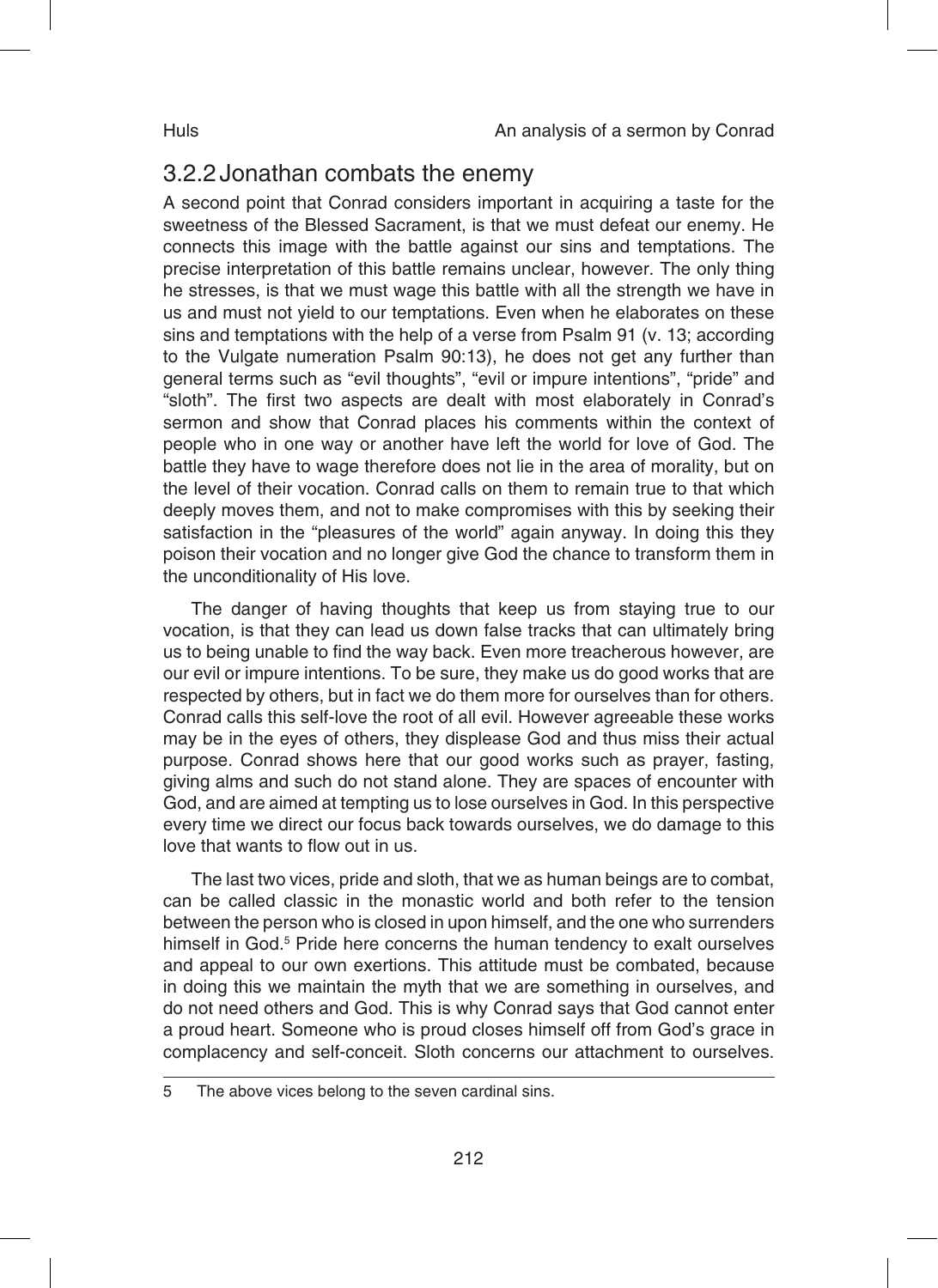### 3.2.2 Jonathan combats the enemy

A second point that Conrad considers important in acquiring a taste for the sweetness of the Blessed Sacrament, is that we must defeat our enemy. He connects this image with the battle against our sins and temptations. The precise interpretation of this battle remains unclear, however. The only thing he stresses, is that we must wage this battle with all the strength we have in us and must not yield to our temptations. Even when he elaborates on these sins and temptations with the help of a verse from Psalm 91 (v. 13; according to the Vulgate numeration Psalm 90:13), he does not get any further than general terms such as "evil thoughts", "evil or impure intentions", "pride" and "sloth". The first two aspects are dealt with most elaborately in Conrad's sermon and show that Conrad places his comments within the context of people who in one way or another have left the world for love of God. The battle they have to wage therefore does not lie in the area of morality, but on the level of their vocation. Conrad calls on them to remain true to that which deeply moves them, and not to make compromises with this by seeking their satisfaction in the "pleasures of the world" again anyway. In doing this they poison their vocation and no longer give God the chance to transform them in the unconditionality of His love.

The danger of having thoughts that keep us from staying true to our vocation, is that they can lead us down false tracks that can ultimately bring us to being unable to find the way back. Even more treacherous however, are our evil or impure intentions. To be sure, they make us do good works that are respected by others, but in fact we do them more for ourselves than for others. Conrad calls this self-love the root of all evil. However agreeable these works may be in the eyes of others, they displease God and thus miss their actual purpose. Conrad shows here that our good works such as prayer, fasting, giving alms and such do not stand alone. They are spaces of encounter with God, and are aimed at tempting us to lose ourselves in God. In this perspective every time we direct our focus back towards ourselves, we do damage to this love that wants to flow out in us.

The last two vices, pride and sloth, that we as human beings are to combat, can be called classic in the monastic world and both refer to the tension between the person who is closed in upon himself, and the one who surrenders himself in God.[5] Pride here concerns the human tendency to exalt ourselves and appeal to our own exertions. This attitude must be combated, because in doing this we maintain the myth that we are something in ourselves, and do not need others and God. This is why Conrad says that God cannot enter a proud heart. Someone who is proud closes himself off from God's grace in complacency and self-conceit. Sloth concerns our attachment to ourselves.

5 The above vices belong to the seven cardinal sins.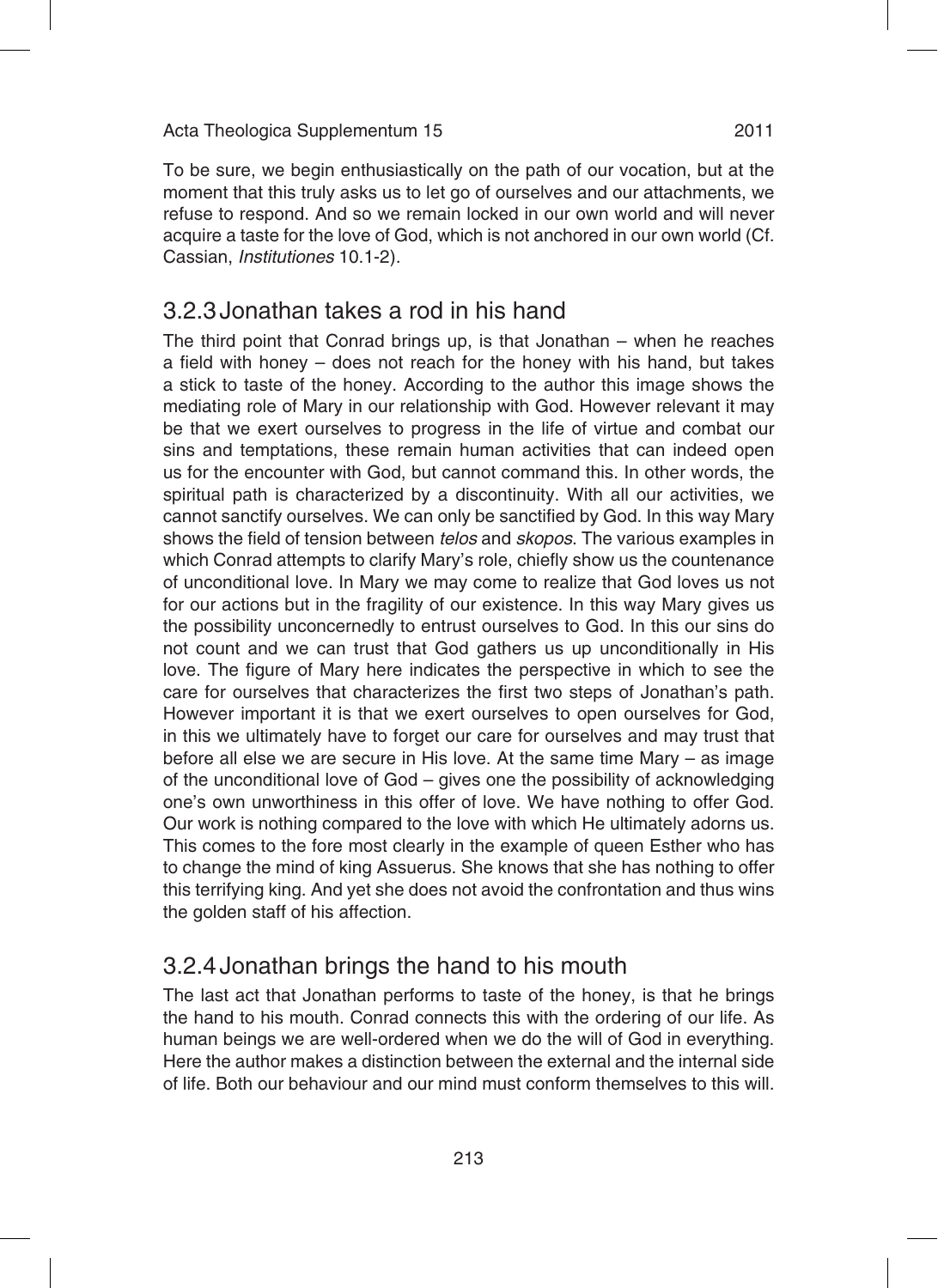To be sure, we begin enthusiastically on the path of our vocation, but at the moment that this truly asks us to let go of ourselves and our attachments, we refuse to respond. And so we remain locked in our own world and will never acquire a taste for the love of God, which is not anchored in our own world (Cf. Cassian, *Institutiones* 10.1-2).

### 3.2.3 Jonathan takes a rod in his hand

The third point that Conrad brings up, is that Jonathan – when he reaches a field with honey – does not reach for the honey with his hand, but takes a stick to taste of the honey. According to the author this image shows the mediating role of Mary in our relationship with God. However relevant it may be that we exert ourselves to progress in the life of virtue and combat our sins and temptations, these remain human activities that can indeed open us for the encounter with God, but cannot command this. In other words, the spiritual path is characterized by a discontinuity. With all our activities, we cannot sanctify ourselves. We can only be sanctified by God. In this way Mary shows the field of tension between *telos* and *skopos*. The various examples in which Conrad attempts to clarify Mary's role, chiefly show us the countenance of unconditional love. In Mary we may come to realize that God loves us not for our actions but in the fragility of our existence. In this way Mary gives us the possibility unconcernedly to entrust ourselves to God. In this our sins do not count and we can trust that God gathers us up unconditionally in His love. The figure of Mary here indicates the perspective in which to see the care for ourselves that characterizes the first two steps of Jonathan's path. However important it is that we exert ourselves to open ourselves for God, in this we ultimately have to forget our care for ourselves and may trust that before all else we are secure in His love. At the same time Mary – as image of the unconditional love of God – gives one the possibility of acknowledging one's own unworthiness in this offer of love. We have nothing to offer God. Our work is nothing compared to the love with which He ultimately adorns us. This comes to the fore most clearly in the example of queen Esther who has to change the mind of king Assuerus. She knows that she has nothing to offer this terrifying king. And yet she does not avoid the confrontation and thus wins the golden staff of his affection.

### 3.2.4 Jonathan brings the hand to his mouth

The last act that Jonathan performs to taste of the honey, is that he brings the hand to his mouth. Conrad connects this with the ordering of our life. As human beings we are well-ordered when we do the will of God in everything. Here the author makes a distinction between the external and the internal side of life. Both our behaviour and our mind must conform themselves to this will.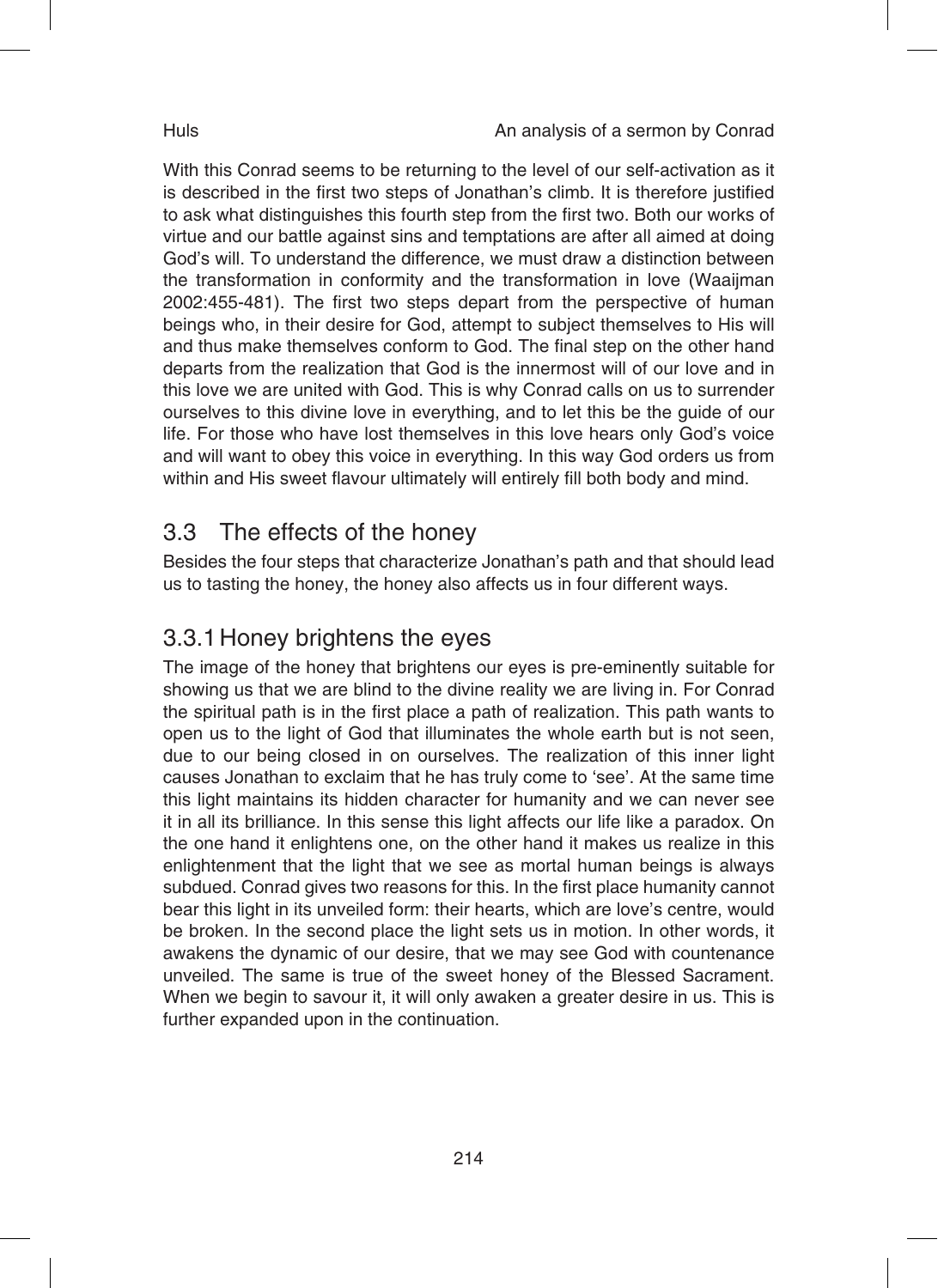With this Conrad seems to be returning to the level of our self-activation as it is described in the first two steps of Jonathan's climb. It is therefore justified to ask what distinguishes this fourth step from the first two. Both our works of virtue and our battle against sins and temptations are after all aimed at doing God's will. To understand the difference, we must draw a distinction between the transformation in conformity and the transformation in love (Waaijman 2002:455-481). The first two steps depart from the perspective of human beings who, in their desire for God, attempt to subject themselves to His will and thus make themselves conform to God. The final step on the other hand departs from the realization that God is the innermost will of our love and in this love we are united with God. This is why Conrad calls on us to surrender ourselves to this divine love in everything, and to let this be the guide of our life. For those who have lost themselves in this love hears only God's voice and will want to obey this voice in everything. In this way God orders us from within and His sweet flavour ultimately will entirely fill both body and mind.

## 3.3 The effects of the honey

Besides the four steps that characterize Jonathan's path and that should lead us to tasting the honey, the honey also affects us in four different ways.

### 3.3.1 Honey brightens the eyes

The image of the honey that brightens our eyes is pre-eminently suitable for showing us that we are blind to the divine reality we are living in. For Conrad the spiritual path is in the first place a path of realization. This path wants to open us to the light of God that illuminates the whole earth but is not seen, due to our being closed in on ourselves. The realization of this inner light causes Jonathan to exclaim that he has truly come to 'see'. At the same time this light maintains its hidden character for humanity and we can never see it in all its brilliance. In this sense this light affects our life like a paradox. On the one hand it enlightens one, on the other hand it makes us realize in this enlightenment that the light that we see as mortal human beings is always subdued. Conrad gives two reasons for this. In the first place humanity cannot bear this light in its unveiled form: their hearts, which are love's centre, would be broken. In the second place the light sets us in motion. In other words, it awakens the dynamic of our desire, that we may see God with countenance unveiled. The same is true of the sweet honey of the Blessed Sacrament. When we begin to savour it, it will only awaken a greater desire in us. This is further expanded upon in the continuation.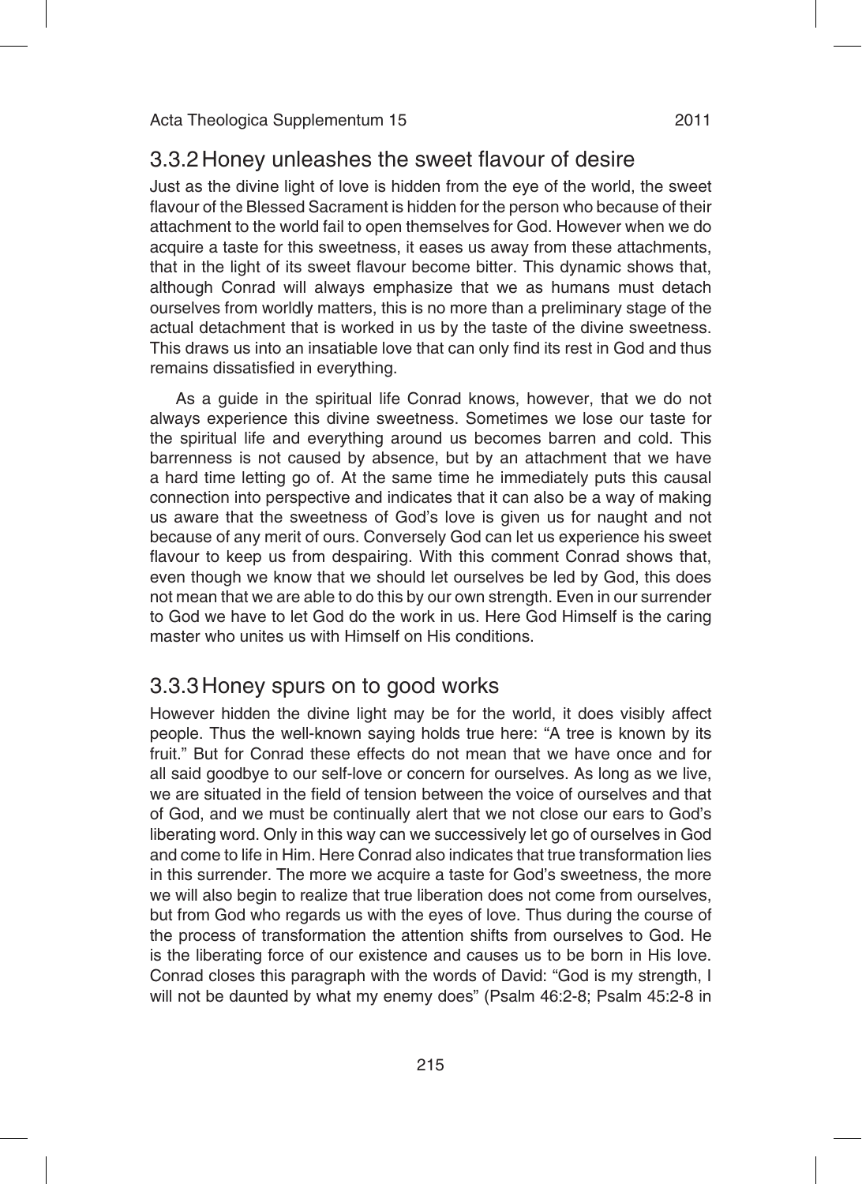### 3.3.2 Honey unleashes the sweet flavour of desire

Just as the divine light of love is hidden from the eye of the world, the sweet flavour of the Blessed Sacrament is hidden for the person who because of their attachment to the world fail to open themselves for God. However when we do acquire a taste for this sweetness, it eases us away from these attachments, that in the light of its sweet flavour become bitter. This dynamic shows that, although Conrad will always emphasize that we as humans must detach ourselves from worldly matters, this is no more than a preliminary stage of the actual detachment that is worked in us by the taste of the divine sweetness. This draws us into an insatiable love that can only find its rest in God and thus remains dissatisfied in everything.

As a guide in the spiritual life Conrad knows, however, that we do not always experience this divine sweetness. Sometimes we lose our taste for the spiritual life and everything around us becomes barren and cold. This barrenness is not caused by absence, but by an attachment that we have a hard time letting go of. At the same time he immediately puts this causal connection into perspective and indicates that it can also be a way of making us aware that the sweetness of God's love is given us for naught and not because of any merit of ours. Conversely God can let us experience his sweet flavour to keep us from despairing. With this comment Conrad shows that, even though we know that we should let ourselves be led by God, this does not mean that we are able to do this by our own strength. Even in our surrender to God we have to let God do the work in us. Here God Himself is the caring master who unites us with Himself on His conditions.

### 3.3.3 Honey spurs on to good works

However hidden the divine light may be for the world, it does visibly affect people. Thus the well-known saying holds true here: "A tree is known by its fruit." But for Conrad these effects do not mean that we have once and for all said goodbye to our self-love or concern for ourselves. As long as we live, we are situated in the field of tension between the voice of ourselves and that of God, and we must be continually alert that we not close our ears to God's liberating word. Only in this way can we successively let go of ourselves in God and come to life in Him. Here Conrad also indicates that true transformation lies in this surrender. The more we acquire a taste for God's sweetness, the more we will also begin to realize that true liberation does not come from ourselves, but from God who regards us with the eyes of love. Thus during the course of the process of transformation the attention shifts from ourselves to God. He is the liberating force of our existence and causes us to be born in His love. Conrad closes this paragraph with the words of David: "God is my strength, I will not be daunted by what my enemy does" (Psalm 46:2-8; Psalm 45:2-8 in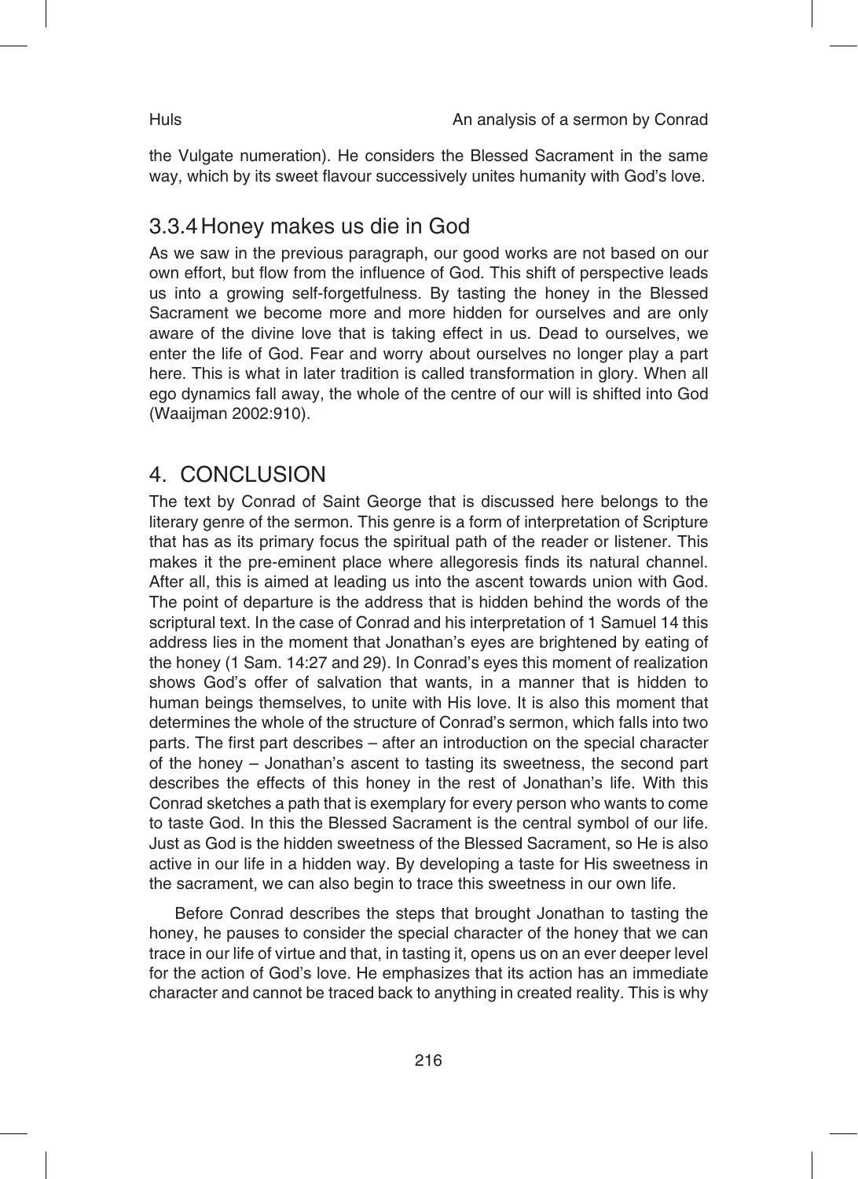the Vulgate numeration). He considers the Blessed Sacrament in the same way, which by its sweet flavour successively unites humanity with God's love.

### 3.3.4 Honey makes us die in God

As we saw in the previous paragraph, our good works are not based on our own effort, but flow from the influence of God. This shift of perspective leads us into a growing self-forgetfulness. By tasting the honey in the Blessed Sacrament we become more and more hidden for ourselves and are only aware of the divine love that is taking effect in us. Dead to ourselves, we enter the life of God. Fear and worry about ourselves no longer play a part here. This is what in later tradition is called transformation in glory. When all ego dynamics fall away, the whole of the centre of our will is shifted into God (Waaijman 2002:910).

## 4. CONCLUSION

The text by Conrad of Saint George that is discussed here belongs to the literary genre of the sermon. This genre is a form of interpretation of Scripture that has as its primary focus the spiritual path of the reader or listener. This makes it the pre-eminent place where allegoresis finds its natural channel. After all, this is aimed at leading us into the ascent towards union with God. The point of departure is the address that is hidden behind the words of the scriptural text. In the case of Conrad and his interpretation of 1 Samuel 14 this address lies in the moment that Jonathan's eyes are brightened by eating of the honey (1 Sam. 14:27 and 29). In Conrad's eyes this moment of realization shows God's offer of salvation that wants, in a manner that is hidden to human beings themselves, to unite with His love. It is also this moment that determines the whole of the structure of Conrad's sermon, which falls into two parts. The first part describes – after an introduction on the special character of the honey – Jonathan's ascent to tasting its sweetness, the second part describes the effects of this honey in the rest of Jonathan's life. With this Conrad sketches a path that is exemplary for every person who wants to come to taste God. In this the Blessed Sacrament is the central symbol of our life. Just as God is the hidden sweetness of the Blessed Sacrament, so He is also active in our life in a hidden way. By developing a taste for His sweetness in the sacrament, we can also begin to trace this sweetness in our own life.

Before Conrad describes the steps that brought Jonathan to tasting the honey, he pauses to consider the special character of the honey that we can trace in our life of virtue and that, in tasting it, opens us on an ever deeper level for the action of God's love. He emphasizes that its action has an immediate character and cannot be traced back to anything in created reality. This is why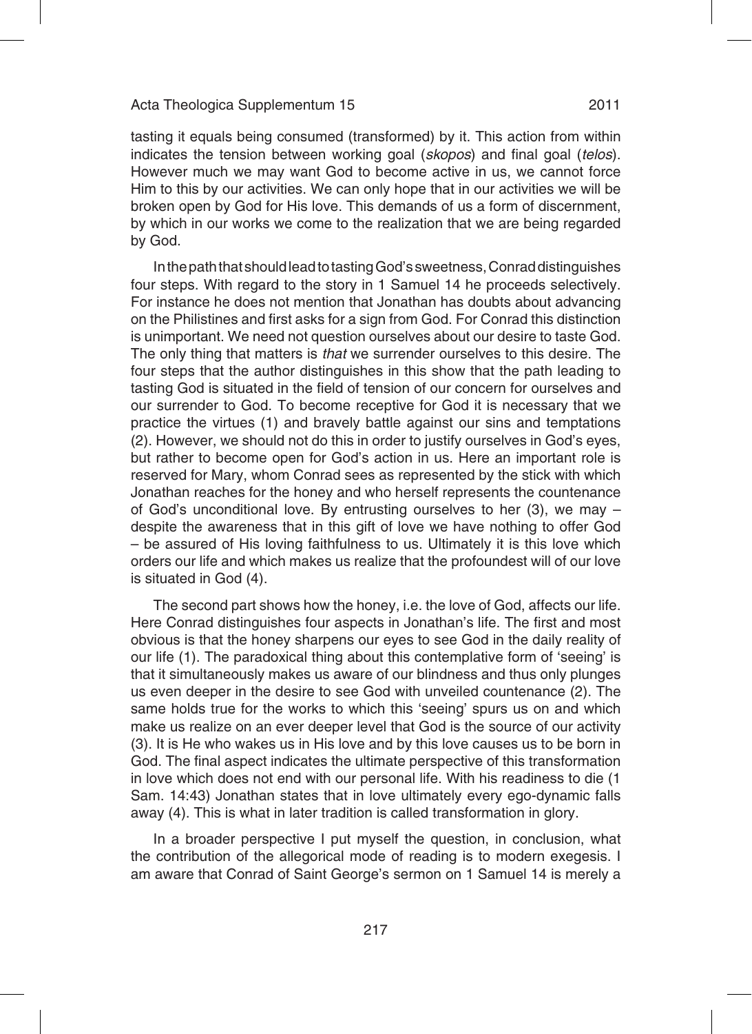tasting it equals being consumed (transformed) by it. This action from within indicates the tension between working goal (*skopos*) and final goal (*telos*). However much we may want God to become active in us, we cannot force Him to this by our activities. We can only hope that in our activities we will be broken open by God for His love. This demands of us a form of discernment, by which in our works we come to the realization that we are being regarded by God.

In the path that should lead to tasting God's sweetness, Conrad distinguishes four steps. With regard to the story in 1 Samuel 14 he proceeds selectively. For instance he does not mention that Jonathan has doubts about advancing on the Philistines and first asks for a sign from God. For Conrad this distinction is unimportant. We need not question ourselves about our desire to taste God. The only thing that matters is *that* we surrender ourselves to this desire. The four steps that the author distinguishes in this show that the path leading to tasting God is situated in the field of tension of our concern for ourselves and our surrender to God. To become receptive for God it is necessary that we practice the virtues (1) and bravely battle against our sins and temptations (2). However, we should not do this in order to justify ourselves in God's eyes, but rather to become open for God's action in us. Here an important role is reserved for Mary, whom Conrad sees as represented by the stick with which Jonathan reaches for the honey and who herself represents the countenance of God's unconditional love. By entrusting ourselves to her (3), we may – despite the awareness that in this gift of love we have nothing to offer God – be assured of His loving faithfulness to us. Ultimately it is this love which orders our life and which makes us realize that the profoundest will of our love is situated in God (4).

The second part shows how the honey, i.e. the love of God, affects our life. Here Conrad distinguishes four aspects in Jonathan's life. The first and most obvious is that the honey sharpens our eyes to see God in the daily reality of our life (1). The paradoxical thing about this contemplative form of 'seeing' is that it simultaneously makes us aware of our blindness and thus only plunges us even deeper in the desire to see God with unveiled countenance (2). The same holds true for the works to which this 'seeing' spurs us on and which make us realize on an ever deeper level that God is the source of our activity (3). It is He who wakes us in His love and by this love causes us to be born in God. The final aspect indicates the ultimate perspective of this transformation in love which does not end with our personal life. With his readiness to die (1 Sam. 14:43) Jonathan states that in love ultimately every ego-dynamic falls away (4). This is what in later tradition is called transformation in glory.

In a broader perspective I put myself the question, in conclusion, what the contribution of the allegorical mode of reading is to modern exegesis. I am aware that Conrad of Saint George's sermon on 1 Samuel 14 is merely a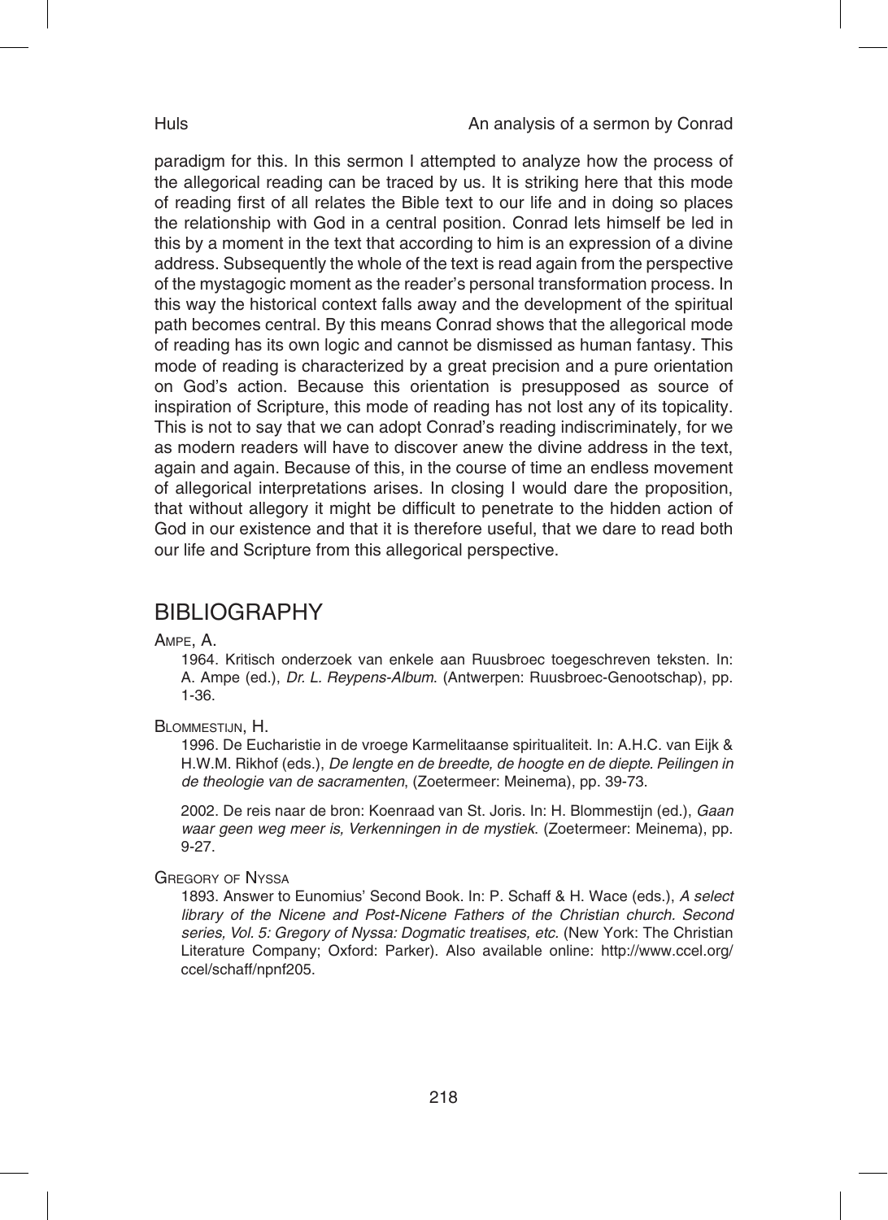paradigm for this. In this sermon I attempted to analyze how the process of the allegorical reading can be traced by us. It is striking here that this mode of reading first of all relates the Bible text to our life and in doing so places the relationship with God in a central position. Conrad lets himself be led in this by a moment in the text that according to him is an expression of a divine address. Subsequently the whole of the text is read again from the perspective of the mystagogic moment as the reader's personal transformation process. In this way the historical context falls away and the development of the spiritual path becomes central. By this means Conrad shows that the allegorical mode of reading has its own logic and cannot be dismissed as human fantasy. This mode of reading is characterized by a great precision and a pure orientation on God's action. Because this orientation is presupposed as source of inspiration of Scripture, this mode of reading has not lost any of its topicality. This is not to say that we can adopt Conrad's reading indiscriminately, for we as modern readers will have to discover anew the divine address in the text, again and again. Because of this, in the course of time an endless movement of allegorical interpretations arises. In closing I would dare the proposition, that without allegory it might be difficult to penetrate to the hidden action of God in our existence and that it is therefore useful, that we dare to read both our life and Scripture from this allegorical perspective.

## BIBLIOGRAPHY

Ampe, A.

1964. Kritisch onderzoek van enkele aan Ruusbroec toegeschreven teksten. In: A. Ampe (ed.), *Dr. L. Reypens-Album*. (Antwerpen: Ruusbroec-Genootschap), pp. 1-36.

Blommestijn, H.

1996. De Eucharistie in de vroege Karmelitaanse spiritualiteit. In: A.H.C. van Eijk & H.W.M. Rikhof (eds.), *De lengte en de breedte, de hoogte en de diepte. Peilingen in de theologie van de sacramenten*, (Zoetermeer: Meinema), pp. 39-73.

2002. De reis naar de bron: Koenraad van St. Joris. In: H. Blommestijn (ed.), *Gaan waar geen weg meer is, Verkenningen in de mystiek*. (Zoetermeer: Meinema), pp. 9-27.

Gregory of Nyssa

1893. Answer to Eunomius' Second Book. In: P. Schaff & H. Wace (eds.), *A select library of the Nicene and Post-Nicene Fathers of the Christian church. Second series, Vol. 5: Gregory of Nyssa: Dogmatic treatises, etc.* (New York: The Christian Literature Company; Oxford: Parker). Also available online: http://www.ccel.org/ccel/schaff/npnf205.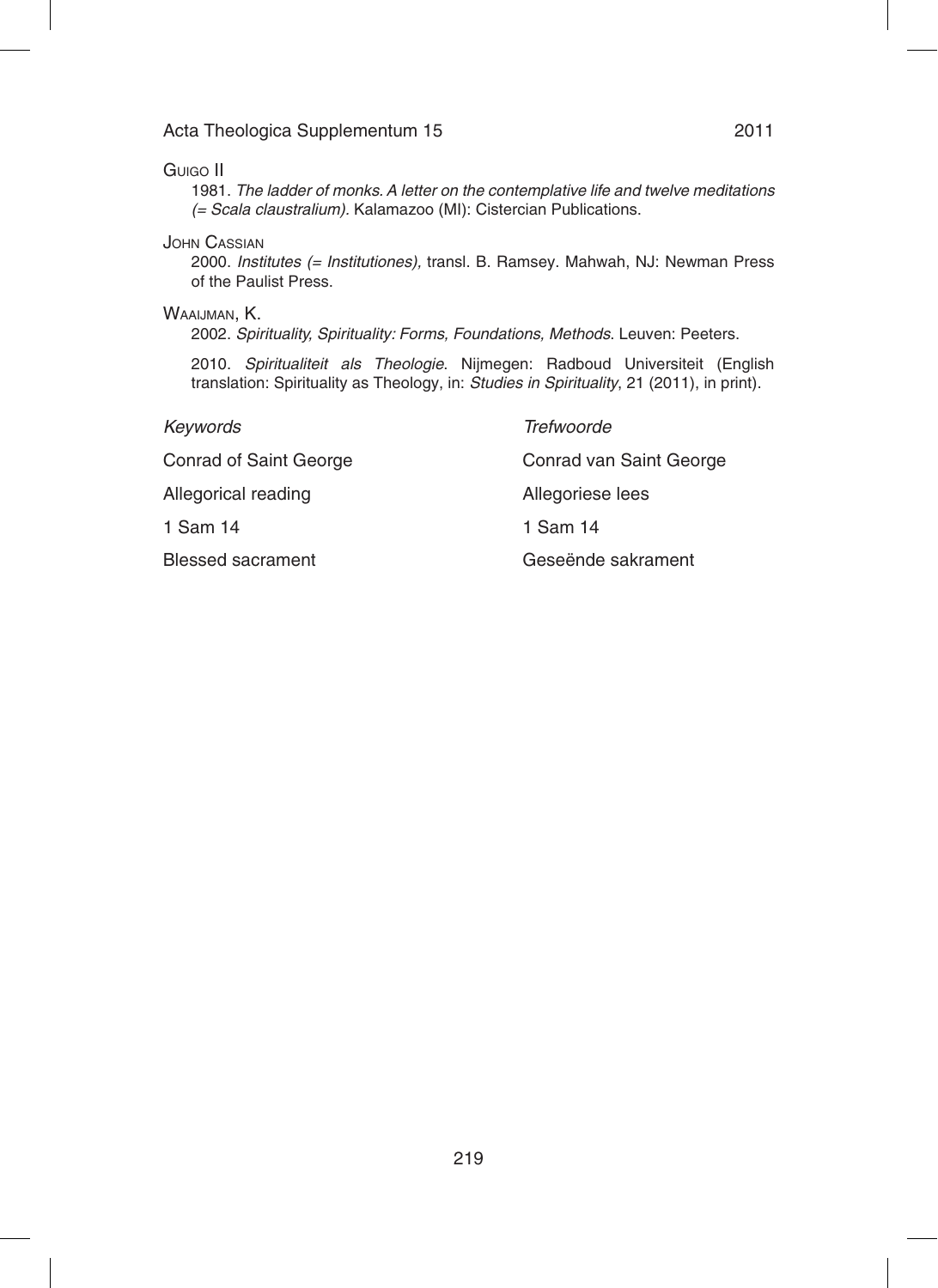Guigo II

1981. *The ladder of monks. A letter on the contemplative life and twelve meditations (= Scala claustralium).* Kalamazoo (MI): Cistercian Publications.

John Cassian

2000. *Institutes (= Institutiones),* transl. B. Ramsey. Mahwah, NJ: Newman Press of the Paulist Press.

Waaijman, K.

2002. *Spirituality, Spirituality: Forms, Foundations, Methods*. Leuven: Peeters.

2010. *Spiritualiteit als Theologie*. Nijmegen: Radboud Universiteit (English translation: Spirituality as Theology, in: *Studies in Spirituality*, 21 (2011), in print).

| *Keywords* | *Trefwoorde* |
| --- | --- |
| Conrad of Saint George | Conrad van Saint George |
| Allegorical reading | Allegoriese lees |
| 1 Sam 14 | 1 Sam 14 |
| Blessed sacrament | Geseënde sakrament |